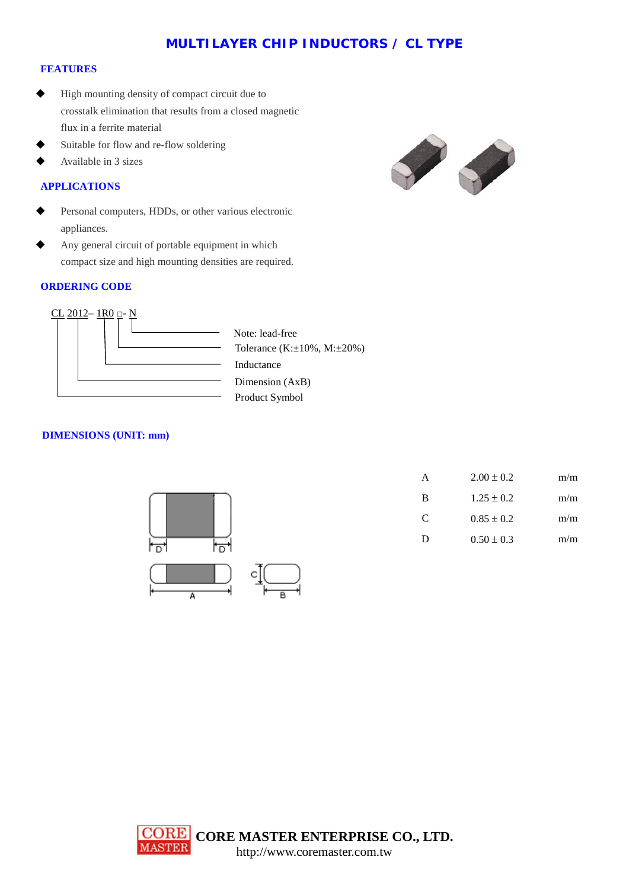# MULTILAYER CHIP INDUCTORS / CL TYPE

## FEATURES

- High mounting density of compact circuit due to crosstalk elimination that results from a closed magnetic flux in a ferrite material
- Suitable for flow and re-flow soldering
- Available in 3 sizes

## APPLICATIONS

- Personal computers, HDDs, or other various electronic appliances.
- Any general circuit of portable equipment in which compact size and high mounting densities are required.

## ORDERING CODE

CL 2012– 1R0 □- N

- N: Note: lead-free
- □: Tolerance (K:±10%, M:±20%)
- 1R0: Inductance
- 2012: Dimension (AxB)
- CL: Product Symbol

## DIMENSIONS (UNIT: mm)

| | | |
|---|---|---|
| A | 2.00 ± 0.2 | m/m |
| B | 1.25 ± 0.2 | m/m |
| C | 0.85 ± 0.2 | m/m |
| D | 0.50 ± 0.3 | m/m |

CORE MASTER ENTERPRISE CO., LTD.
http://www.coremaster.com.tw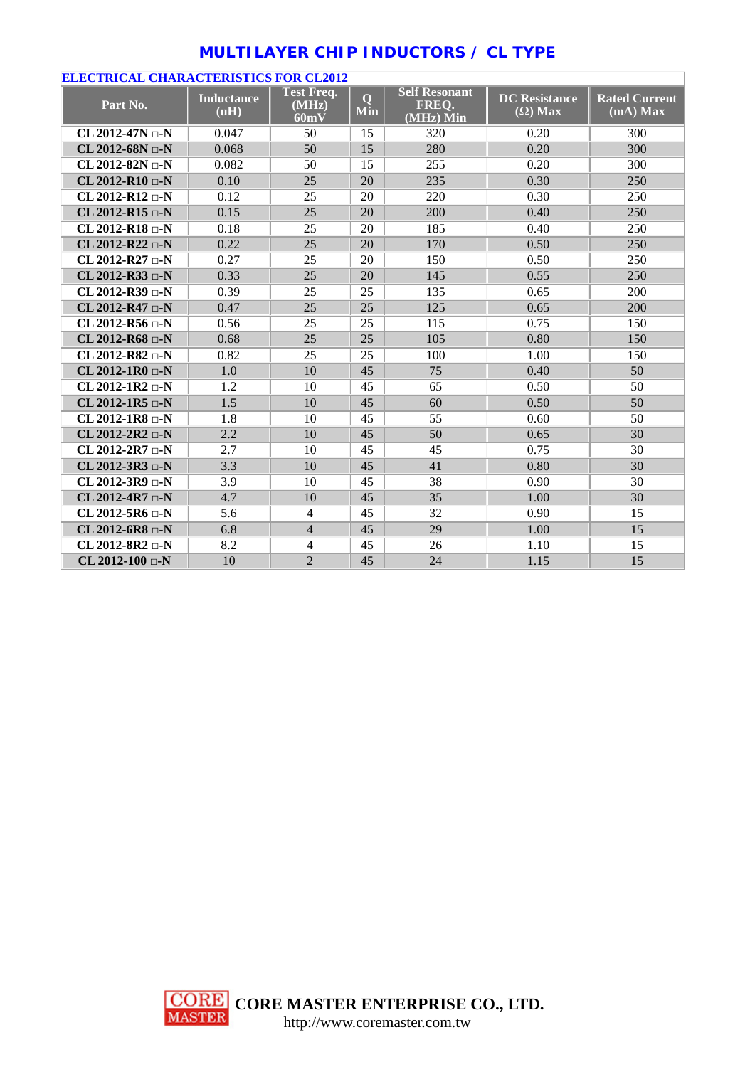# MULTILAYER CHIP INDUCTORS / CL TYPE

## ELECTRICAL CHARACTERISTICS FOR CL2012

| Part No. | Inductance (uH) | Test Freq. (MHz) 60mV | Q Min | Self Resonant FREQ. (MHz) Min | DC Resistance (Ω) Max | Rated Current (mA) Max |
|---|---|---|---|---|---|---|
| CL 2012-47N □-N | 0.047 | 50 | 15 | 320 | 0.20 | 300 |
| CL 2012-68N □-N | 0.068 | 50 | 15 | 280 | 0.20 | 300 |
| CL 2012-82N □-N | 0.082 | 50 | 15 | 255 | 0.20 | 300 |
| CL 2012-R10 □-N | 0.10 | 25 | 20 | 235 | 0.30 | 250 |
| CL 2012-R12 □-N | 0.12 | 25 | 20 | 220 | 0.30 | 250 |
| CL 2012-R15 □-N | 0.15 | 25 | 20 | 200 | 0.40 | 250 |
| CL 2012-R18 □-N | 0.18 | 25 | 20 | 185 | 0.40 | 250 |
| CL 2012-R22 □-N | 0.22 | 25 | 20 | 170 | 0.50 | 250 |
| CL 2012-R27 □-N | 0.27 | 25 | 20 | 150 | 0.50 | 250 |
| CL 2012-R33 □-N | 0.33 | 25 | 20 | 145 | 0.55 | 250 |
| CL 2012-R39 □-N | 0.39 | 25 | 25 | 135 | 0.65 | 200 |
| CL 2012-R47 □-N | 0.47 | 25 | 25 | 125 | 0.65 | 200 |
| CL 2012-R56 □-N | 0.56 | 25 | 25 | 115 | 0.75 | 150 |
| CL 2012-R68 □-N | 0.68 | 25 | 25 | 105 | 0.80 | 150 |
| CL 2012-R82 □-N | 0.82 | 25 | 25 | 100 | 1.00 | 150 |
| CL 2012-1R0 □-N | 1.0 | 10 | 45 | 75 | 0.40 | 50 |
| CL 2012-1R2 □-N | 1.2 | 10 | 45 | 65 | 0.50 | 50 |
| CL 2012-1R5 □-N | 1.5 | 10 | 45 | 60 | 0.50 | 50 |
| CL 2012-1R8 □-N | 1.8 | 10 | 45 | 55 | 0.60 | 50 |
| CL 2012-2R2 □-N | 2.2 | 10 | 45 | 50 | 0.65 | 30 |
| CL 2012-2R7 □-N | 2.7 | 10 | 45 | 45 | 0.75 | 30 |
| CL 2012-3R3 □-N | 3.3 | 10 | 45 | 41 | 0.80 | 30 |
| CL 2012-3R9 □-N | 3.9 | 10 | 45 | 38 | 0.90 | 30 |
| CL 2012-4R7 □-N | 4.7 | 10 | 45 | 35 | 1.00 | 30 |
| CL 2012-5R6 □-N | 5.6 | 4 | 45 | 32 | 0.90 | 15 |
| CL 2012-6R8 □-N | 6.8 | 4 | 45 | 29 | 1.00 | 15 |
| CL 2012-8R2 □-N | 8.2 | 4 | 45 | 26 | 1.10 | 15 |
| CL 2012-100 □-N | 10 | 2 | 45 | 24 | 1.15 | 15 |

CORE MASTER

**CORE MASTER ENTERPRISE CO., LTD.**

http://www.coremaster.com.tw